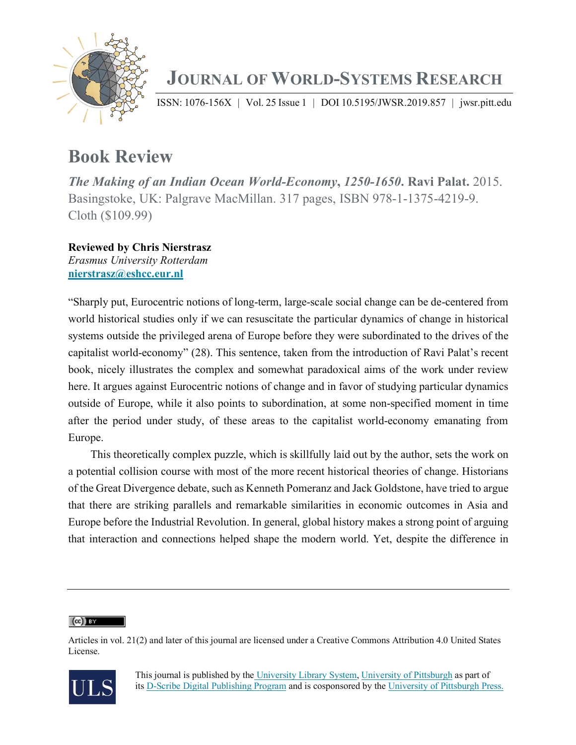# Journal of World-Systems Research

ISSN: 1076-156X | Vol. 25 Issue 1 | DOI 10.5195/JWSR.2019.857 | jwsr.pitt.edu

## Book Review

***The Making of an Indian Ocean World-Economy, 1250-1650*. Ravi Palat.** 2015. Basingstoke, UK: Palgrave MacMillan. 317 pages, ISBN 978-1-1375-4219-9. Cloth ($109.99)

**Reviewed by Chris Nierstrasz**
*Erasmus University Rotterdam*
**nierstrasz@eshcc.eur.nl**

"Sharply put, Eurocentric notions of long-term, large-scale social change can be de-centered from world historical studies only if we can resuscitate the particular dynamics of change in historical systems outside the privileged arena of Europe before they were subordinated to the drives of the capitalist world-economy" (28). This sentence, taken from the introduction of Ravi Palat's recent book, nicely illustrates the complex and somewhat paradoxical aims of the work under review here. It argues against Eurocentric notions of change and in favor of studying particular dynamics outside of Europe, while it also points to subordination, at some non-specified moment in time after the period under study, of these areas to the capitalist world-economy emanating from Europe.

This theoretically complex puzzle, which is skillfully laid out by the author, sets the work on a potential collision course with most of the more recent historical theories of change. Historians of the Great Divergence debate, such as Kenneth Pomeranz and Jack Goldstone, have tried to argue that there are striking parallels and remarkable similarities in economic outcomes in Asia and Europe before the Industrial Revolution. In general, global history makes a strong point of arguing that interaction and connections helped shape the modern world. Yet, despite the difference in

---

Articles in vol. 21(2) and later of this journal are licensed under a Creative Commons Attribution 4.0 United States License.

This journal is published by the University Library System, University of Pittsburgh as part of its D-Scribe Digital Publishing Program and is cosponsored by the University of Pittsburgh Press.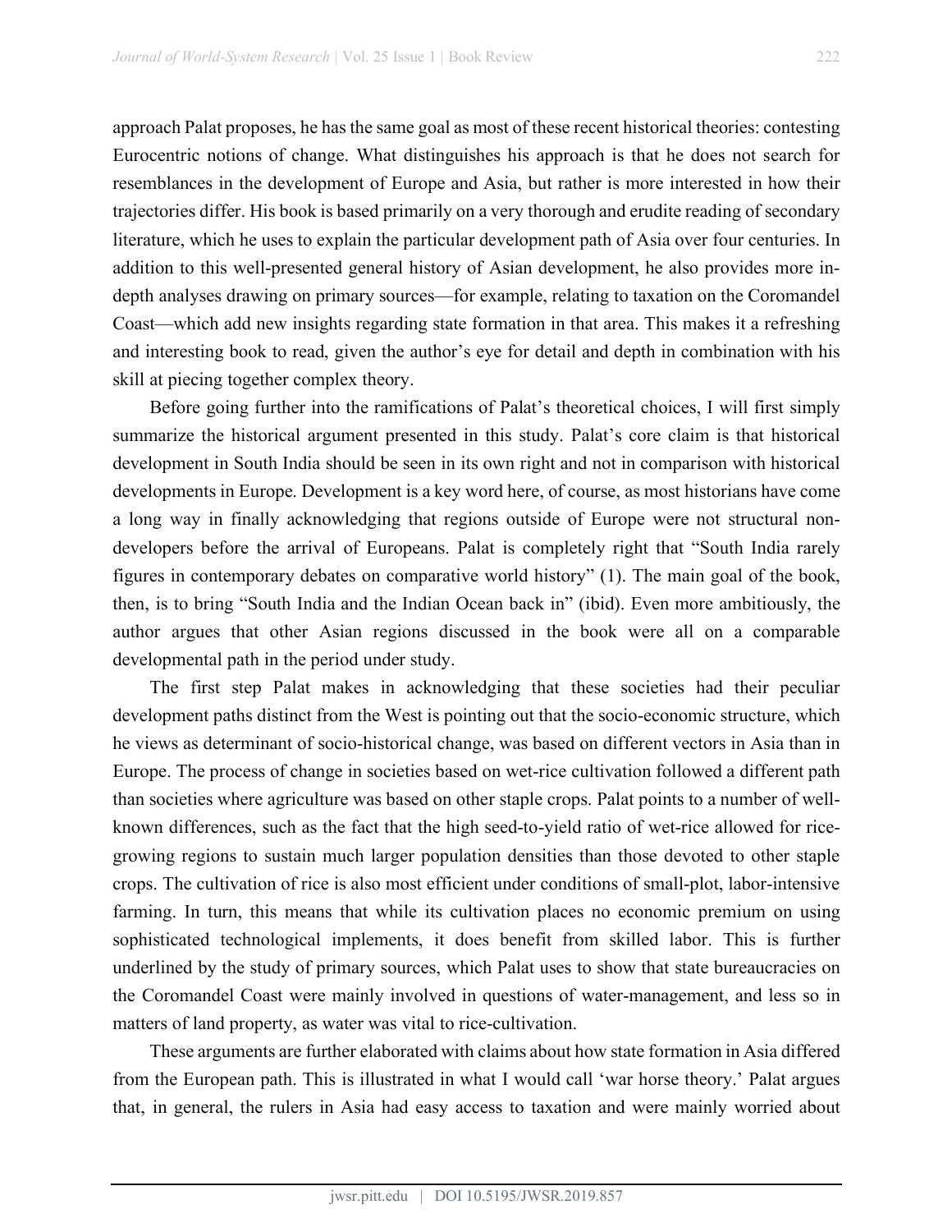approach Palat proposes, he has the same goal as most of these recent historical theories: contesting Eurocentric notions of change. What distinguishes his approach is that he does not search for resemblances in the development of Europe and Asia, but rather is more interested in how their trajectories differ. His book is based primarily on a very thorough and erudite reading of secondary literature, which he uses to explain the particular development path of Asia over four centuries. In addition to this well-presented general history of Asian development, he also provides more in-depth analyses drawing on primary sources—for example, relating to taxation on the Coromandel Coast—which add new insights regarding state formation in that area. This makes it a refreshing and interesting book to read, given the author's eye for detail and depth in combination with his skill at piecing together complex theory.

Before going further into the ramifications of Palat's theoretical choices, I will first simply summarize the historical argument presented in this study. Palat's core claim is that historical development in South India should be seen in its own right and not in comparison with historical developments in Europe. Development is a key word here, of course, as most historians have come a long way in finally acknowledging that regions outside of Europe were not structural non-developers before the arrival of Europeans. Palat is completely right that "South India rarely figures in contemporary debates on comparative world history" (1). The main goal of the book, then, is to bring "South India and the Indian Ocean back in" (ibid). Even more ambitiously, the author argues that other Asian regions discussed in the book were all on a comparable developmental path in the period under study.

The first step Palat makes in acknowledging that these societies had their peculiar development paths distinct from the West is pointing out that the socio-economic structure, which he views as determinant of socio-historical change, was based on different vectors in Asia than in Europe. The process of change in societies based on wet-rice cultivation followed a different path than societies where agriculture was based on other staple crops. Palat points to a number of well-known differences, such as the fact that the high seed-to-yield ratio of wet-rice allowed for rice-growing regions to sustain much larger population densities than those devoted to other staple crops. The cultivation of rice is also most efficient under conditions of small-plot, labor-intensive farming. In turn, this means that while its cultivation places no economic premium on using sophisticated technological implements, it does benefit from skilled labor. This is further underlined by the study of primary sources, which Palat uses to show that state bureaucracies on the Coromandel Coast were mainly involved in questions of water-management, and less so in matters of land property, as water was vital to rice-cultivation.

These arguments are further elaborated with claims about how state formation in Asia differed from the European path. This is illustrated in what I would call 'war horse theory.' Palat argues that, in general, the rulers in Asia had easy access to taxation and were mainly worried about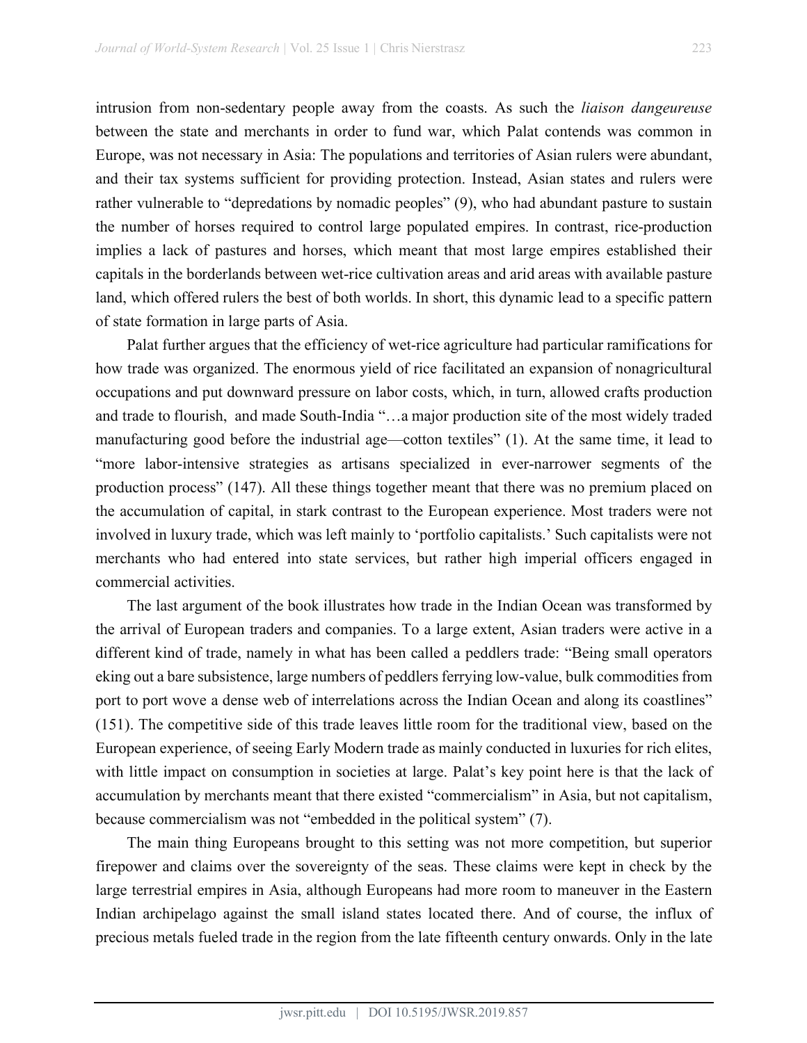intrusion from non-sedentary people away from the coasts. As such the *liaison dangeureuse* between the state and merchants in order to fund war, which Palat contends was common in Europe, was not necessary in Asia: The populations and territories of Asian rulers were abundant, and their tax systems sufficient for providing protection. Instead, Asian states and rulers were rather vulnerable to "depredations by nomadic peoples" (9), who had abundant pasture to sustain the number of horses required to control large populated empires. In contrast, rice-production implies a lack of pastures and horses, which meant that most large empires established their capitals in the borderlands between wet-rice cultivation areas and arid areas with available pasture land, which offered rulers the best of both worlds. In short, this dynamic lead to a specific pattern of state formation in large parts of Asia.

Palat further argues that the efficiency of wet-rice agriculture had particular ramifications for how trade was organized. The enormous yield of rice facilitated an expansion of nonagricultural occupations and put downward pressure on labor costs, which, in turn, allowed crafts production and trade to flourish, and made South-India "…a major production site of the most widely traded manufacturing good before the industrial age—cotton textiles" (1). At the same time, it lead to "more labor-intensive strategies as artisans specialized in ever-narrower segments of the production process" (147). All these things together meant that there was no premium placed on the accumulation of capital, in stark contrast to the European experience. Most traders were not involved in luxury trade, which was left mainly to 'portfolio capitalists.' Such capitalists were not merchants who had entered into state services, but rather high imperial officers engaged in commercial activities.

The last argument of the book illustrates how trade in the Indian Ocean was transformed by the arrival of European traders and companies. To a large extent, Asian traders were active in a different kind of trade, namely in what has been called a peddlers trade: "Being small operators eking out a bare subsistence, large numbers of peddlers ferrying low-value, bulk commodities from port to port wove a dense web of interrelations across the Indian Ocean and along its coastlines" (151). The competitive side of this trade leaves little room for the traditional view, based on the European experience, of seeing Early Modern trade as mainly conducted in luxuries for rich elites, with little impact on consumption in societies at large. Palat's key point here is that the lack of accumulation by merchants meant that there existed "commercialism" in Asia, but not capitalism, because commercialism was not "embedded in the political system" (7).

The main thing Europeans brought to this setting was not more competition, but superior firepower and claims over the sovereignty of the seas. These claims were kept in check by the large terrestrial empires in Asia, although Europeans had more room to maneuver in the Eastern Indian archipelago against the small island states located there. And of course, the influx of precious metals fueled trade in the region from the late fifteenth century onwards. Only in the late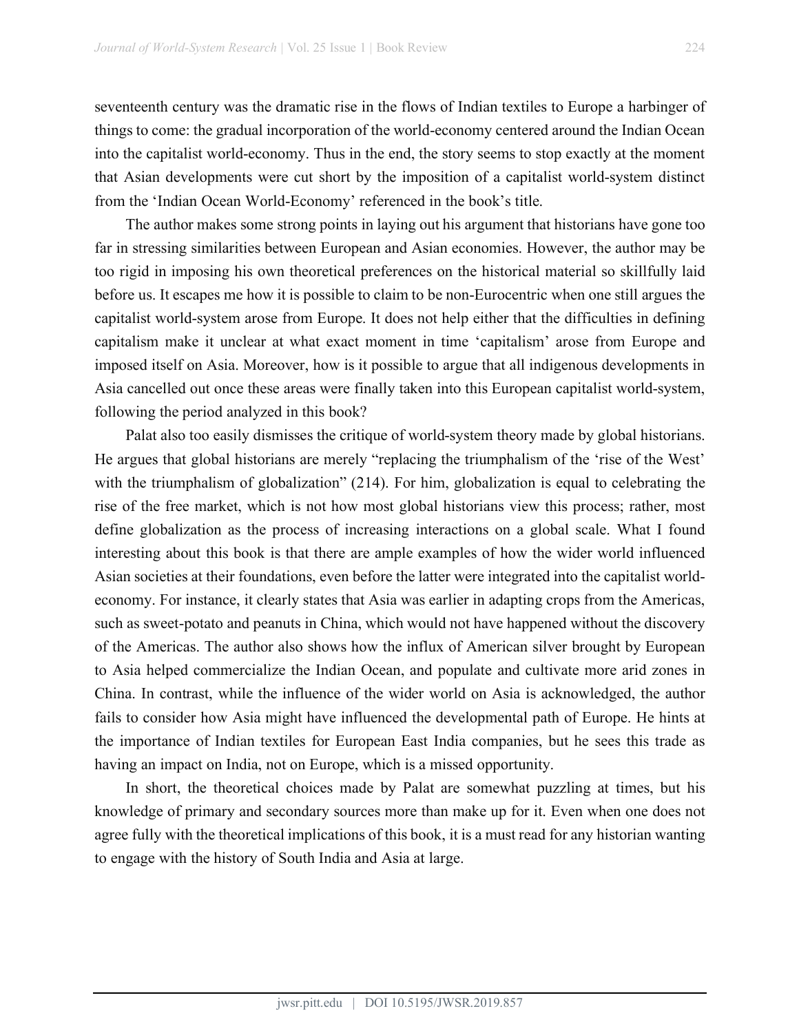seventeenth century was the dramatic rise in the flows of Indian textiles to Europe a harbinger of things to come: the gradual incorporation of the world-economy centered around the Indian Ocean into the capitalist world-economy. Thus in the end, the story seems to stop exactly at the moment that Asian developments were cut short by the imposition of a capitalist world-system distinct from the 'Indian Ocean World-Economy' referenced in the book's title.

The author makes some strong points in laying out his argument that historians have gone too far in stressing similarities between European and Asian economies. However, the author may be too rigid in imposing his own theoretical preferences on the historical material so skillfully laid before us. It escapes me how it is possible to claim to be non-Eurocentric when one still argues the capitalist world-system arose from Europe. It does not help either that the difficulties in defining capitalism make it unclear at what exact moment in time 'capitalism' arose from Europe and imposed itself on Asia. Moreover, how is it possible to argue that all indigenous developments in Asia cancelled out once these areas were finally taken into this European capitalist world-system, following the period analyzed in this book?

Palat also too easily dismisses the critique of world-system theory made by global historians. He argues that global historians are merely "replacing the triumphalism of the 'rise of the West' with the triumphalism of globalization" (214). For him, globalization is equal to celebrating the rise of the free market, which is not how most global historians view this process; rather, most define globalization as the process of increasing interactions on a global scale. What I found interesting about this book is that there are ample examples of how the wider world influenced Asian societies at their foundations, even before the latter were integrated into the capitalist world-economy. For instance, it clearly states that Asia was earlier in adapting crops from the Americas, such as sweet-potato and peanuts in China, which would not have happened without the discovery of the Americas. The author also shows how the influx of American silver brought by European to Asia helped commercialize the Indian Ocean, and populate and cultivate more arid zones in China. In contrast, while the influence of the wider world on Asia is acknowledged, the author fails to consider how Asia might have influenced the developmental path of Europe. He hints at the importance of Indian textiles for European East India companies, but he sees this trade as having an impact on India, not on Europe, which is a missed opportunity.

In short, the theoretical choices made by Palat are somewhat puzzling at times, but his knowledge of primary and secondary sources more than make up for it. Even when one does not agree fully with the theoretical implications of this book, it is a must read for any historian wanting to engage with the history of South India and Asia at large.